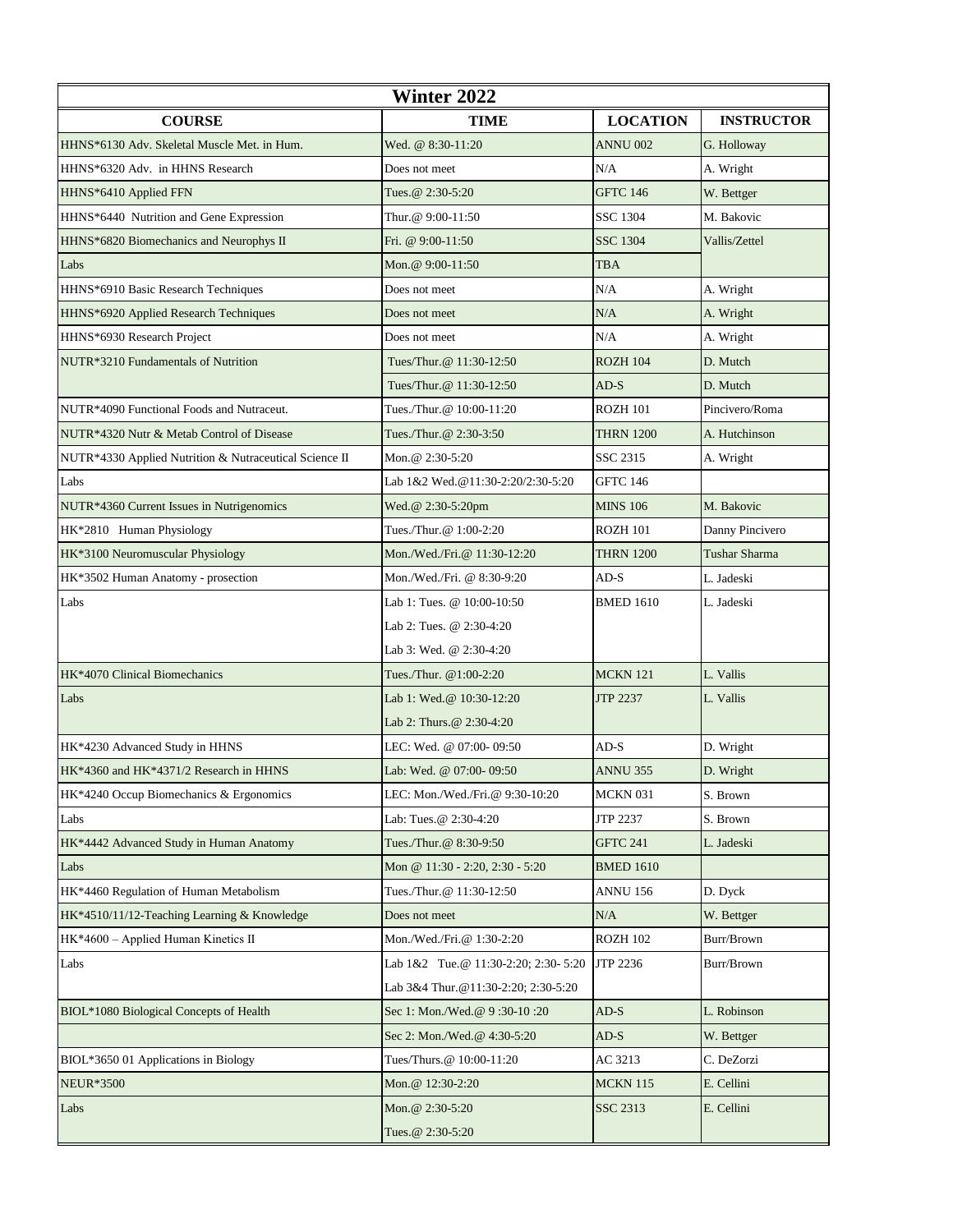| Winter 2022 | | | |
|---|---|---|---|
| **COURSE** | **TIME** | **LOCATION** | **INSTRUCTOR** |
| HHNS*6130 Adv. Skeletal Muscle Met. in Hum. | Wed. @ 8:30-11:20 | ANNU 002 | G. Holloway |
| HHNS*6320 Adv. in HHNS Research | Does not meet | N/A | A. Wright |
| HHNS*6410 Applied FFN | Tues.@ 2:30-5:20 | GFTC 146 | W. Bettger |
| HHNS*6440 Nutrition and Gene Expression | Thur.@ 9:00-11:50 | SSC 1304 | M. Bakovic |
| HHNS*6820 Biomechanics and Neurophys II | Fri. @ 9:00-11:50 | SSC 1304 | Vallis/Zettel |
| Labs | Mon.@ 9:00-11:50 | TBA | |
| HHNS*6910 Basic Research Techniques | Does not meet | N/A | A. Wright |
| HHNS*6920 Applied Research Techniques | Does not meet | N/A | A. Wright |
| HHNS*6930 Research Project | Does not meet | N/A | A. Wright |
| NUTR*3210 Fundamentals of Nutrition | Tues/Thur.@ 11:30-12:50 | ROZH 104 | D. Mutch |
| | Tues/Thur.@ 11:30-12:50 | AD-S | D. Mutch |
| NUTR*4090 Functional Foods and Nutraceut. | Tues./Thur.@ 10:00-11:20 | ROZH 101 | Pincivero/Roma |
| NUTR*4320 Nutr & Metab Control of Disease | Tues./Thur.@ 2:30-3:50 | THRN 1200 | A. Hutchinson |
| NUTR*4330 Applied Nutrition & Nutraceutical Science II | Mon.@ 2:30-5:20 | SSC 2315 | A. Wright |
| Labs | Lab 1&2 Wed.@11:30-2:20/2:30-5:20 | GFTC 146 | |
| NUTR*4360 Current Issues in Nutrigenomics | Wed.@ 2:30-5:20pm | MINS 106 | M. Bakovic |
| HK*2810 Human Physiology | Tues./Thur.@ 1:00-2:20 | ROZH 101 | Danny Pincivero |
| HK*3100 Neuromuscular Physiology | Mon./Wed./Fri.@ 11:30-12:20 | THRN 1200 | Tushar Sharma |
| HK*3502 Human Anatomy - prosection | Mon./Wed./Fri. @ 8:30-9:20 | AD-S | L. Jadeski |
| Labs | Lab 1: Tues. @ 10:00-10:50 | BMED 1610 | L. Jadeski |
| | Lab 2: Tues. @ 2:30-4:20 | | |
| | Lab 3: Wed. @ 2:30-4:20 | | |
| HK*4070 Clinical Biomechanics | Tues./Thur. @1:00-2:20 | MCKN 121 | L. Vallis |
| Labs | Lab 1: Wed.@ 10:30-12:20 | JTP 2237 | L. Vallis |
| | Lab 2: Thurs.@ 2:30-4:20 | | |
| HK*4230 Advanced Study in HHNS | LEC: Wed. @ 07:00- 09:50 | AD-S | D. Wright |
| HK*4360 and HK*4371/2 Research in HHNS | Lab: Wed. @ 07:00- 09:50 | ANNU 355 | D. Wright |
| HK*4240 Occup Biomechanics & Ergonomics | LEC: Mon./Wed./Fri.@ 9:30-10:20 | MCKN 031 | S. Brown |
| Labs | Lab: Tues.@ 2:30-4:20 | JTP 2237 | S. Brown |
| HK*4442 Advanced Study in Human Anatomy | Tues./Thur.@ 8:30-9:50 | GFTC 241 | L. Jadeski |
| Labs | Mon @ 11:30 - 2:20, 2:30 - 5:20 | BMED 1610 | |
| HK*4460 Regulation of Human Metabolism | Tues./Thur.@ 11:30-12:50 | ANNU 156 | D. Dyck |
| HK*4510/11/12-Teaching Learning & Knowledge | Does not meet | N/A | W. Bettger |
| HK*4600 – Applied Human Kinetics II | Mon./Wed./Fri.@ 1:30-2:20 | ROZH 102 | Burr/Brown |
| Labs | Lab 1&2 Tue.@ 11:30-2:20; 2:30- 5:20 | JTP 2236 | Burr/Brown |
| | Lab 3&4 Thur.@11:30-2:20; 2:30-5:20 | | |
| BIOL*1080 Biological Concepts of Health | Sec 1: Mon./Wed.@ 9 :30-10 :20 | AD-S | L. Robinson |
| | Sec 2: Mon./Wed.@ 4:30-5:20 | AD-S | W. Bettger |
| BIOL*3650 01 Applications in Biology | Tues/Thurs.@ 10:00-11:20 | AC 3213 | C. DeZorzi |
| NEUR*3500 | Mon.@ 12:30-2:20 | MCKN 115 | E. Cellini |
| Labs | Mon.@ 2:30-5:20 | SSC 2313 | E. Cellini |
| | Tues.@ 2:30-5:20 | | |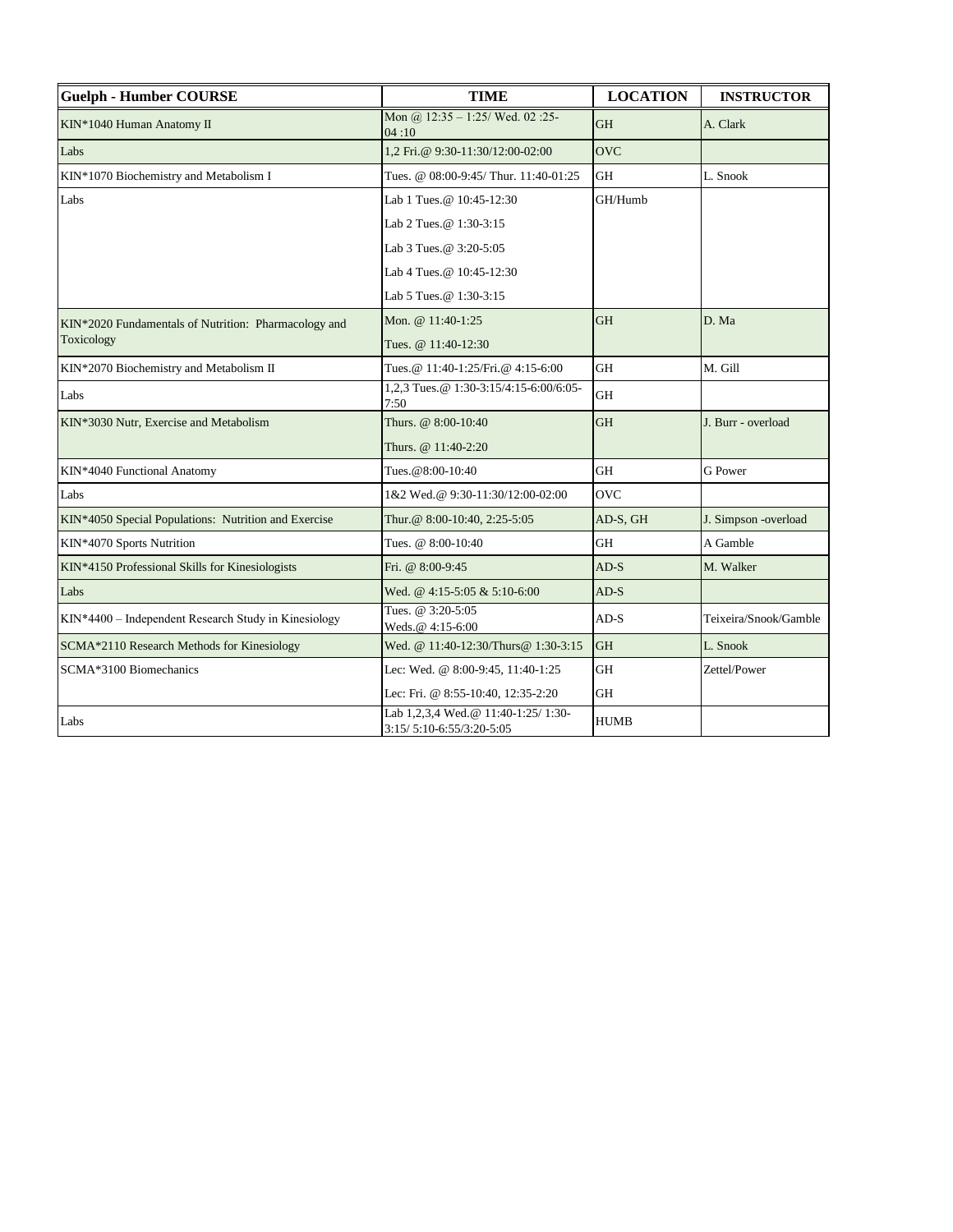| Guelph - Humber COURSE | TIME | LOCATION | INSTRUCTOR |
|---|---|---|---|
| KIN*1040 Human Anatomy II | Mon @ 12:35 – 1:25/ Wed. 02 :25-04 :10 | GH | A. Clark |
| Labs | 1,2 Fri.@ 9:30-11:30/12:00-02:00 | OVC | |
| KIN*1070 Biochemistry and Metabolism I | Tues. @ 08:00-9:45/ Thur. 11:40-01:25 | GH | L. Snook |
| Labs | Lab 1 Tues.@ 10:45-12:30 | GH/Humb | |
| | Lab 2 Tues.@ 1:30-3:15 | | |
| | Lab 3 Tues.@ 3:20-5:05 | | |
| | Lab 4 Tues.@ 10:45-12:30 | | |
| | Lab 5 Tues.@ 1:30-3:15 | | |
| KIN*2020 Fundamentals of Nutrition: Pharmacology and Toxicology | Mon. @ 11:40-1:25 | GH | D. Ma |
| | Tues. @ 11:40-12:30 | | |
| KIN*2070 Biochemistry and Metabolism II | Tues.@ 11:40-1:25/Fri.@ 4:15-6:00 | GH | M. Gill |
| Labs | 1,2,3 Tues.@ 1:30-3:15/4:15-6:00/6:05-7:50 | GH | |
| KIN*3030 Nutr, Exercise and Metabolism | Thurs. @ 8:00-10:40 | GH | J. Burr - overload |
| | Thurs. @ 11:40-2:20 | | |
| KIN*4040 Functional Anatomy | Tues.@8:00-10:40 | GH | G Power |
| Labs | 1&2 Wed.@ 9:30-11:30/12:00-02:00 | OVC | |
| KIN*4050 Special Populations: Nutrition and Exercise | Thur.@ 8:00-10:40, 2:25-5:05 | AD-S, GH | J. Simpson -overload |
| KIN*4070 Sports Nutrition | Tues. @ 8:00-10:40 | GH | A Gamble |
| KIN*4150 Professional Skills for Kinesiologists | Fri. @ 8:00-9:45 | AD-S | M. Walker |
| Labs | Wed. @ 4:15-5:05 & 5:10-6:00 | AD-S | |
| KIN*4400 – Independent Research Study in Kinesiology | Tues. @ 3:20-5:05 Weds.@ 4:15-6:00 | AD-S | Teixeira/Snook/Gamble |
| SCMA*2110 Research Methods for Kinesiology | Wed. @ 11:40-12:30/Thurs@ 1:30-3:15 | GH | L. Snook |
| SCMA*3100 Biomechanics | Lec: Wed. @ 8:00-9:45, 11:40-1:25 | GH | Zettel/Power |
| | Lec: Fri. @ 8:55-10:40, 12:35-2:20 | GH | |
| Labs | Lab 1,2,3,4 Wed.@ 11:40-1:25/ 1:30-3:15/ 5:10-6:55/3:20-5:05 | HUMB | |